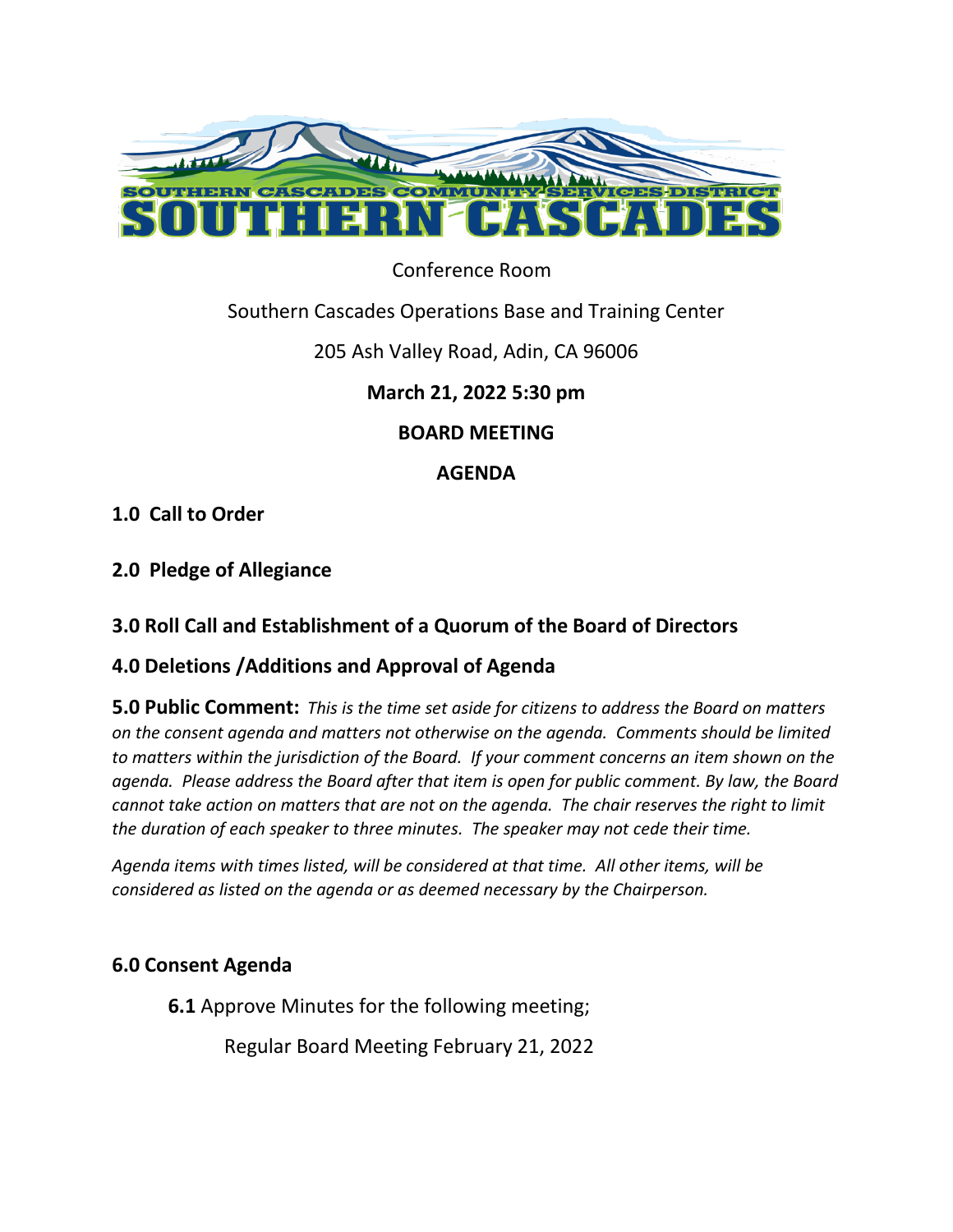SOUTHERN CASCADES COMMUNITY SERVICES DISTRICT

# SOUTHERN CASCADES

Conference Room

Southern Cascades Operations Base and Training Center

205 Ash Valley Road, Adin, CA 96006

**March 21, 2022 5:30 pm**

**BOARD MEETING**

**AGENDA**

## 1.0 Call to Order

## 2.0 Pledge of Allegiance

## 3.0 Roll Call and Establishment of a Quorum of the Board of Directors

## 4.0 Deletions /Additions and Approval of Agenda

**5.0 Public Comment:** *This is the time set aside for citizens to address the Board on matters on the consent agenda and matters not otherwise on the agenda. Comments should be limited to matters within the jurisdiction of the Board. If your comment concerns an item shown on the agenda. Please address the Board after that item is open for public comment. By law, the Board cannot take action on matters that are not on the agenda. The chair reserves the right to limit the duration of each speaker to three minutes. The speaker may not cede their time.*

*Agenda items with times listed, will be considered at that time. All other items, will be considered as listed on the agenda or as deemed necessary by the Chairperson.*

## 6.0 Consent Agenda

**6.1** Approve Minutes for the following meeting;

Regular Board Meeting February 21, 2022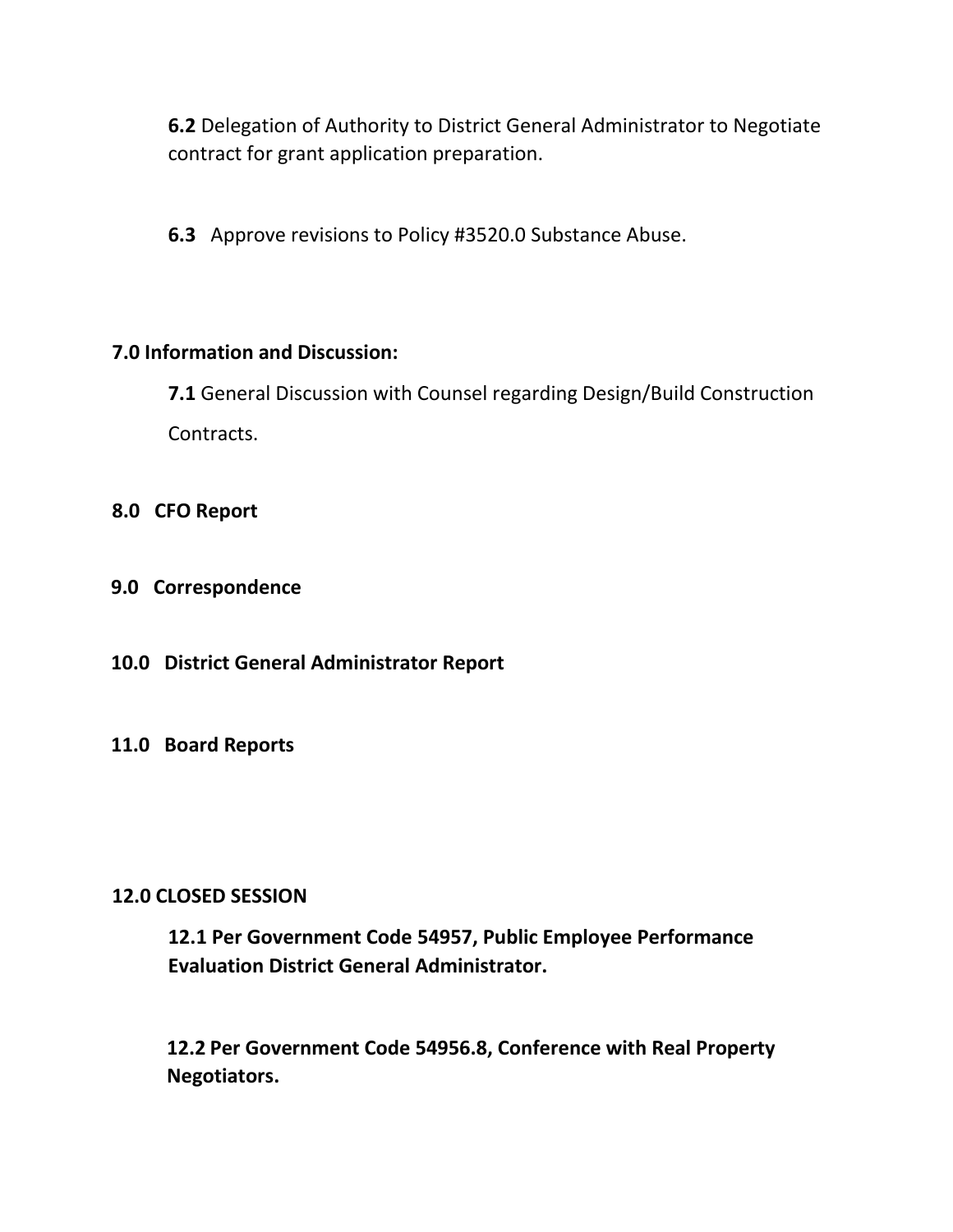**6.2** Delegation of Authority to District General Administrator to Negotiate contract for grant application preparation.

**6.3** Approve revisions to Policy #3520.0 Substance Abuse.

**7.0 Information and Discussion:**

**7.1** General Discussion with Counsel regarding Design/Build Construction Contracts.

**8.0 CFO Report**

**9.0 Correspondence**

**10.0 District General Administrator Report**

**11.0 Board Reports**

**12.0 CLOSED SESSION**

**12.1 Per Government Code 54957, Public Employee Performance Evaluation District General Administrator.**

**12.2 Per Government Code 54956.8, Conference with Real Property Negotiators.**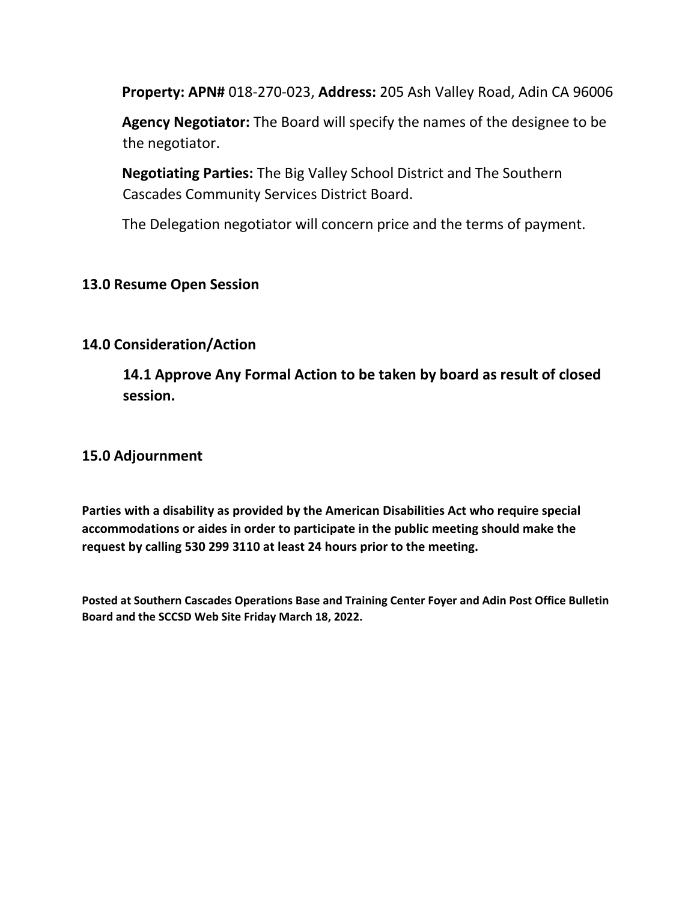**Property: APN#** 018-270-023, **Address:** 205 Ash Valley Road, Adin CA 96006

**Agency Negotiator:** The Board will specify the names of the designee to be the negotiator.

**Negotiating Parties:** The Big Valley School District and The Southern Cascades Community Services District Board.

The Delegation negotiator will concern price and the terms of payment.

## 13.0 Resume Open Session

## 14.0 Consideration/Action

### 14.1 Approve Any Formal Action to be taken by board as result of closed session.

## 15.0 Adjournment

**Parties with a disability as provided by the American Disabilities Act who require special accommodations or aides in order to participate in the public meeting should make the request by calling 530 299 3110 at least 24 hours prior to the meeting.**

**Posted at Southern Cascades Operations Base and Training Center Foyer and Adin Post Office Bulletin Board and the SCCSD Web Site Friday March 18, 2022.**